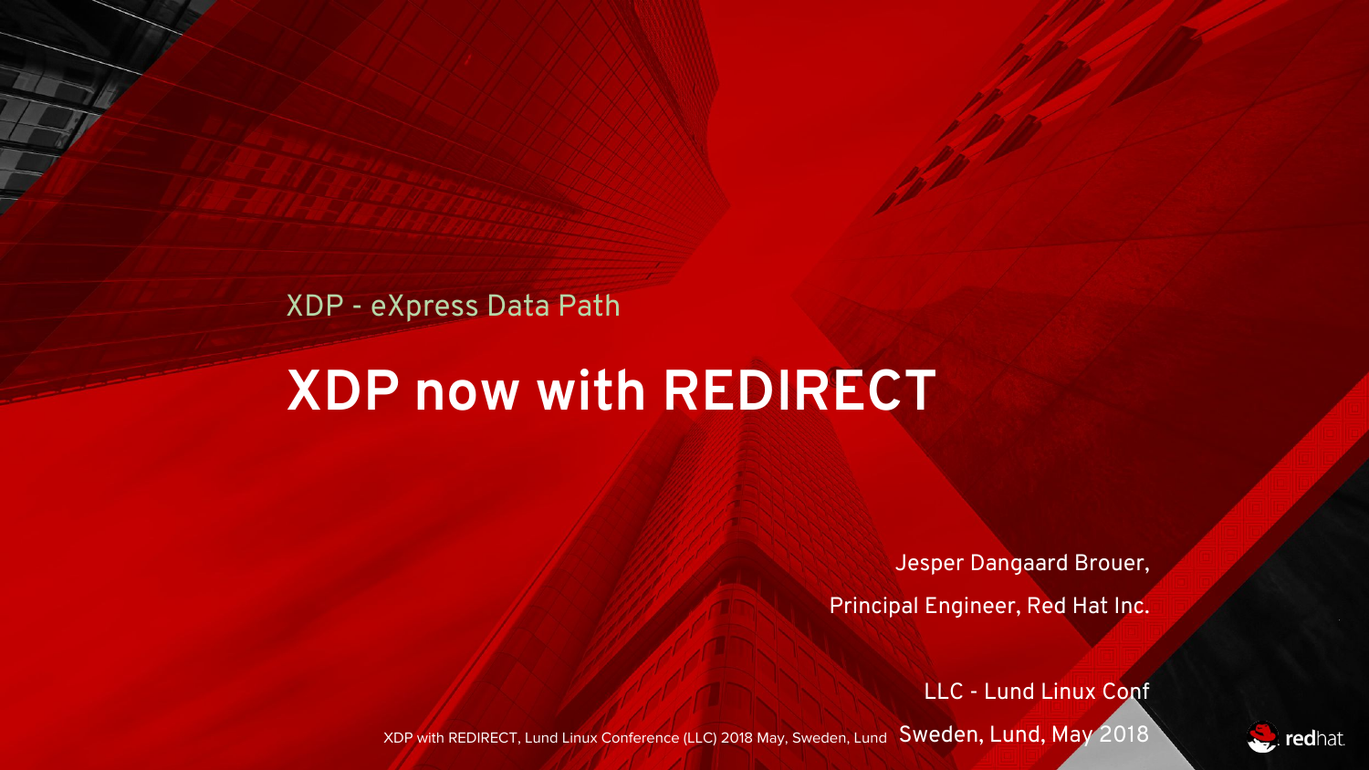XDP - eXpress Data Path

# XDP now with REDIRECT

Jesper Dangaard Brouer,

Principal Engineer, Red Hat Inc.

LLC - Lund Linux Conf

Sweden, Lund, May 2018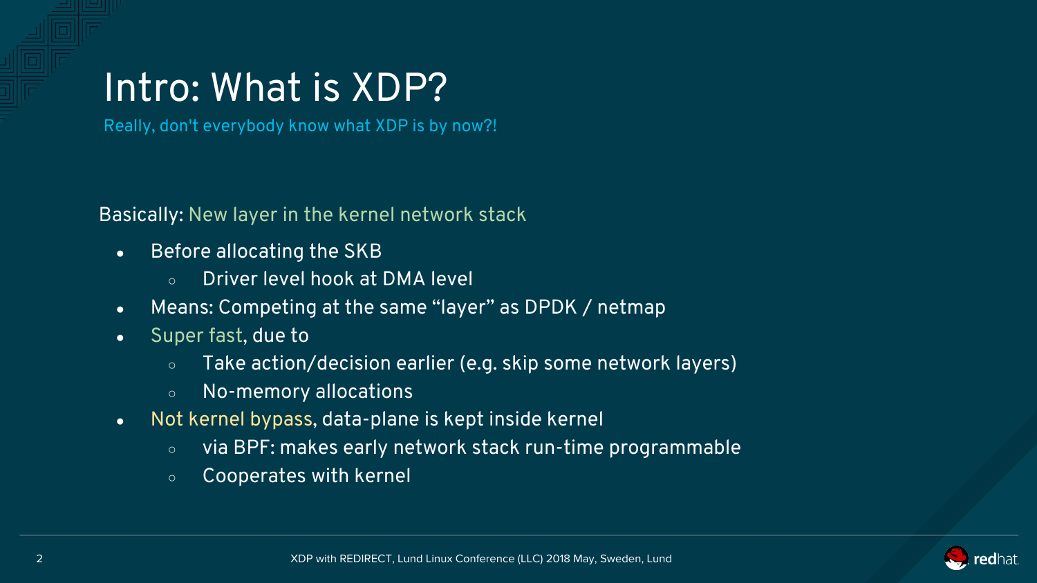# Intro: What is XDP?

Really, don't everybody know what XDP is by now?!

Basically: New layer in the kernel network stack

- Before allocating the SKB
  - Driver level hook at DMA level
- Means: Competing at the same "layer" as DPDK / netmap
- Super fast, due to
  - Take action/decision earlier (e.g. skip some network layers)
  - No-memory allocations
- Not kernel bypass, data-plane is kept inside kernel
  - via BPF: makes early network stack run-time programmable
  - Cooperates with kernel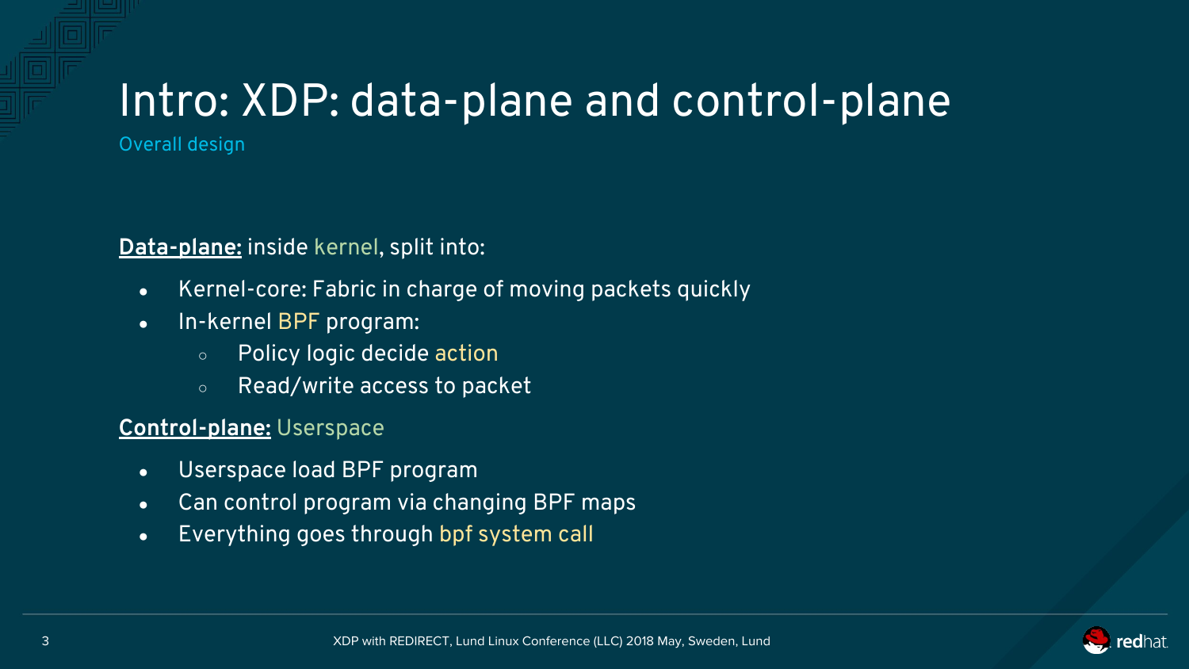# Intro: XDP: data-plane and control-plane

Overall design

**Data-plane:** inside kernel, split into:

- Kernel-core: Fabric in charge of moving packets quickly
- In-kernel BPF program:
  - Policy logic decide action
  - Read/write access to packet

**Control-plane:** Userspace

- Userspace load BPF program
- Can control program via changing BPF maps
- Everything goes through bpf system call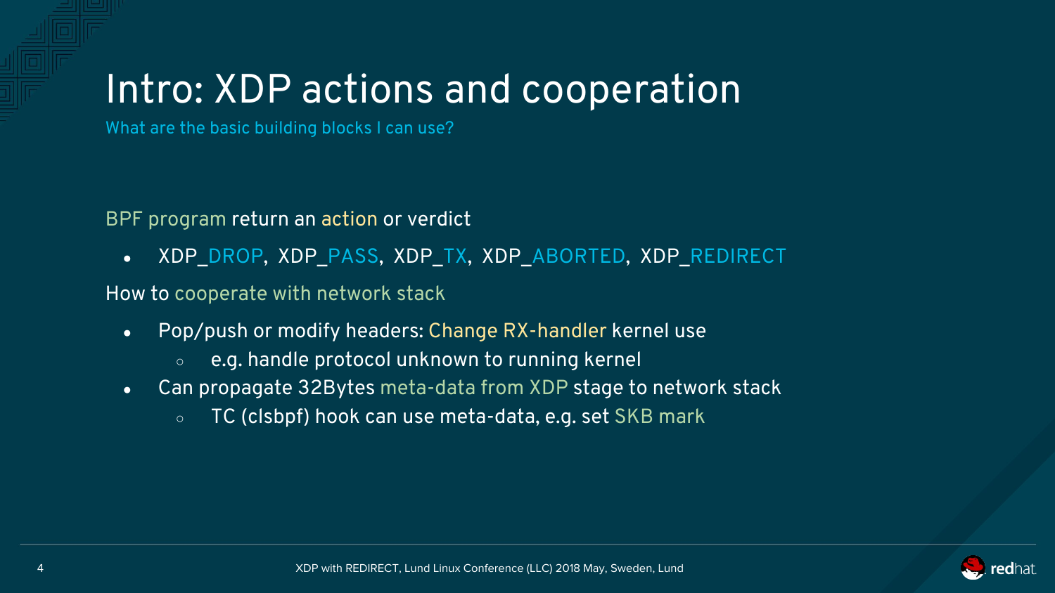# Intro: XDP actions and cooperation

What are the basic building blocks I can use?

BPF program return an action or verdict

- XDP_DROP, XDP_PASS, XDP_TX, XDP_ABORTED, XDP_REDIRECT

How to cooperate with network stack

- Pop/push or modify headers: Change RX-handler kernel use
  - e.g. handle protocol unknown to running kernel
- Can propagate 32Bytes meta-data from XDP stage to network stack
  - TC (clsbpf) hook can use meta-data, e.g. set SKB mark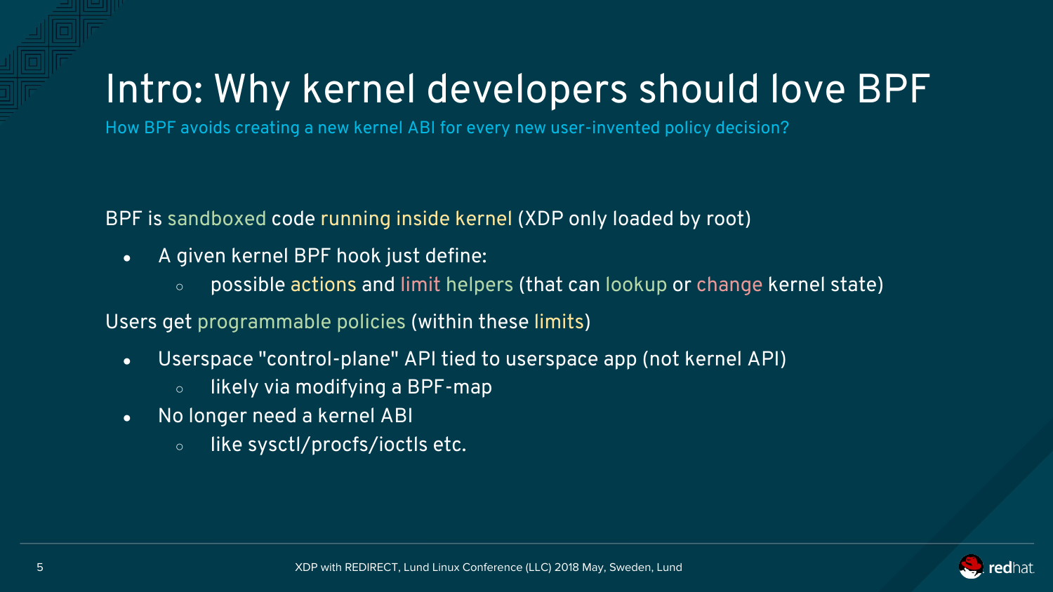# Intro: Why kernel developers should love BPF

How BPF avoids creating a new kernel ABI for every new user-invented policy decision?

BPF is sandboxed code running inside kernel (XDP only loaded by root)

- A given kernel BPF hook just define:
  - possible actions and limit helpers (that can lookup or change kernel state)

Users get programmable policies (within these limits)

- Userspace "control-plane" API tied to userspace app (not kernel API)
  - likely via modifying a BPF-map
- No longer need a kernel ABI
  - like sysctl/procfs/ioctls etc.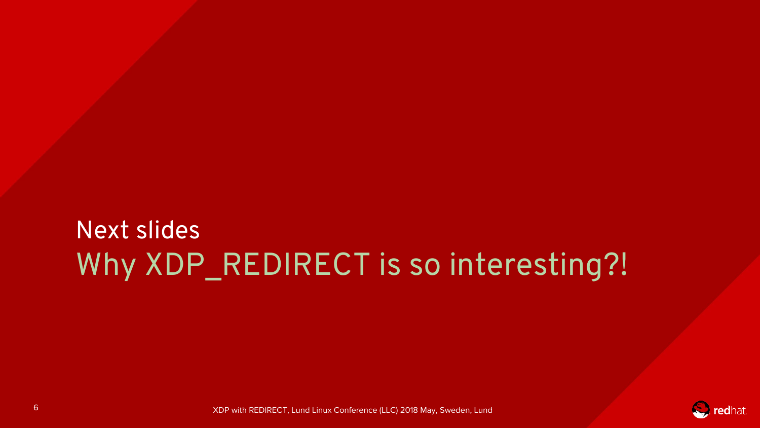## Next slides

# Why XDP_REDIRECT is so interesting?!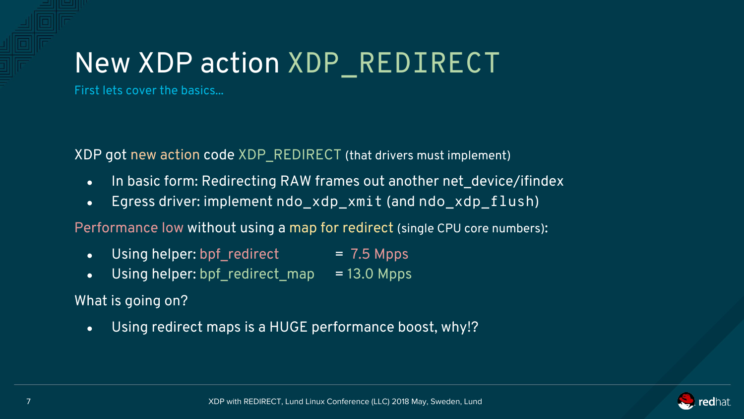# New XDP action XDP_REDIRECT

First lets cover the basics...

XDP got new action code XDP_REDIRECT (that drivers must implement)

- In basic form: Redirecting RAW frames out another net_device/ifindex
- Egress driver: implement `ndo_xdp_xmit` (and `ndo_xdp_flush`)

Performance low without using a map for redirect (single CPU core numbers):

- Using helper: bpf_redirect = 7.5 Mpps
- Using helper: bpf_redirect_map = 13.0 Mpps

What is going on?

- Using redirect maps is a HUGE performance boost, why!?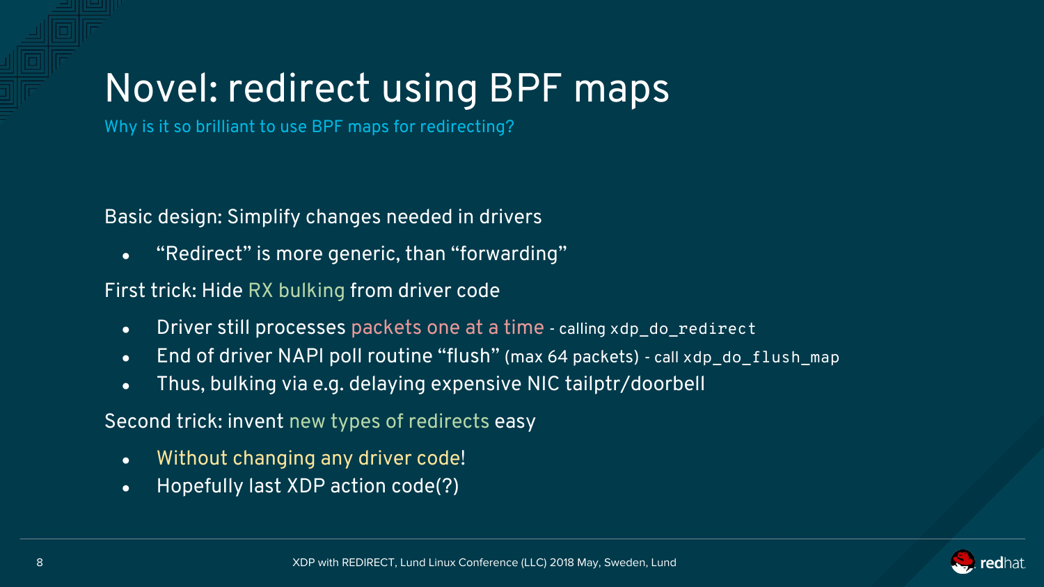# Novel: redirect using BPF maps

Why is it so brilliant to use BPF maps for redirecting?

Basic design: Simplify changes needed in drivers

- "Redirect" is more generic, than "forwarding"

First trick: Hide RX bulking from driver code

- Driver still processes packets one at a time - calling `xdp_do_redirect`
- End of driver NAPI poll routine "flush" (max 64 packets) - call `xdp_do_flush_map`
- Thus, bulking via e.g. delaying expensive NIC tailptr/doorbell

Second trick: invent new types of redirects easy

- Without changing any driver code!
- Hopefully last XDP action code(?)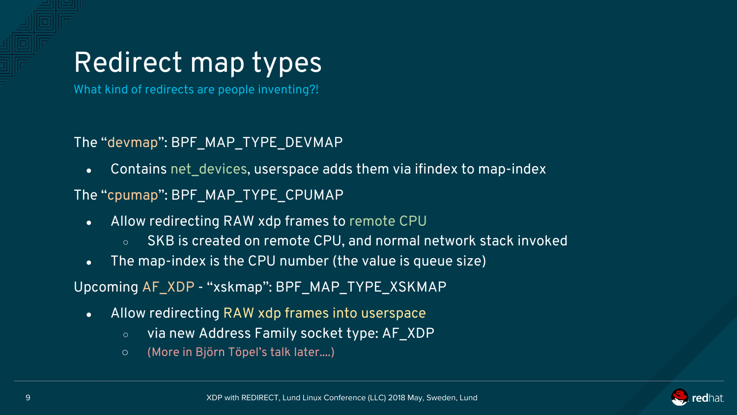# Redirect map types

What kind of redirects are people inventing?!

The “devmap”: BPF_MAP_TYPE_DEVMAP

- Contains net_devices, userspace adds them via ifindex to map-index

The “cpumap”: BPF_MAP_TYPE_CPUMAP

- Allow redirecting RAW xdp frames to remote CPU
  - SKB is created on remote CPU, and normal network stack invoked
- The map-index is the CPU number (the value is queue size)

Upcoming AF_XDP - “xskmap”: BPF_MAP_TYPE_XSKMAP

- Allow redirecting RAW xdp frames into userspace
  - via new Address Family socket type: AF_XDP
  - (More in Björn Töpel’s talk later….)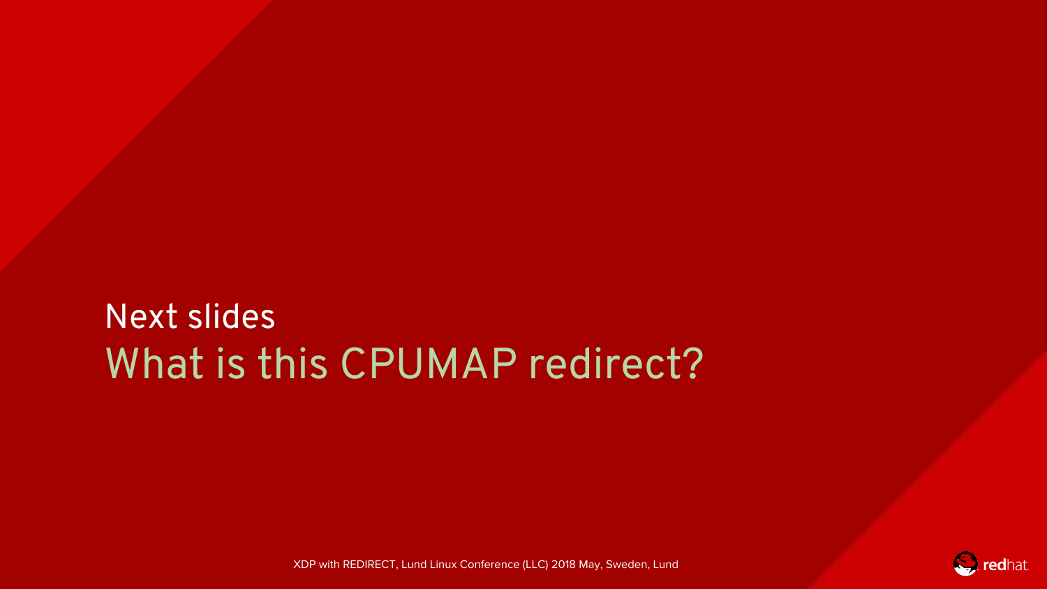## Next slides

# What is this CPUMAP redirect?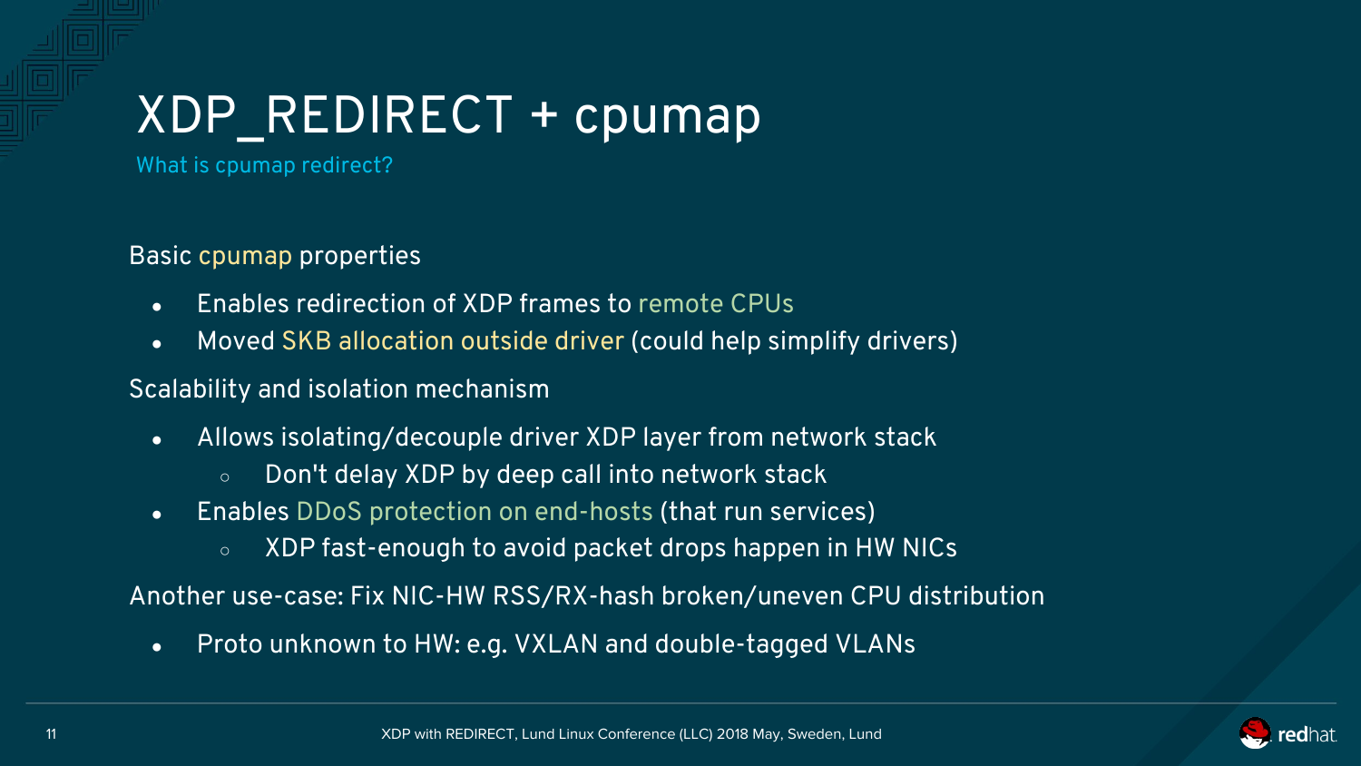# XDP_REDIRECT + cpumap

What is cpumap redirect?

Basic cpumap properties

- Enables redirection of XDP frames to remote CPUs
- Moved SKB allocation outside driver (could help simplify drivers)

Scalability and isolation mechanism

- Allows isolating/decouple driver XDP layer from network stack
  - Don't delay XDP by deep call into network stack
- Enables DDoS protection on end-hosts (that run services)
  - XDP fast-enough to avoid packet drops happen in HW NICs

Another use-case: Fix NIC-HW RSS/RX-hash broken/uneven CPU distribution

- Proto unknown to HW: e.g. VXLAN and double-tagged VLANs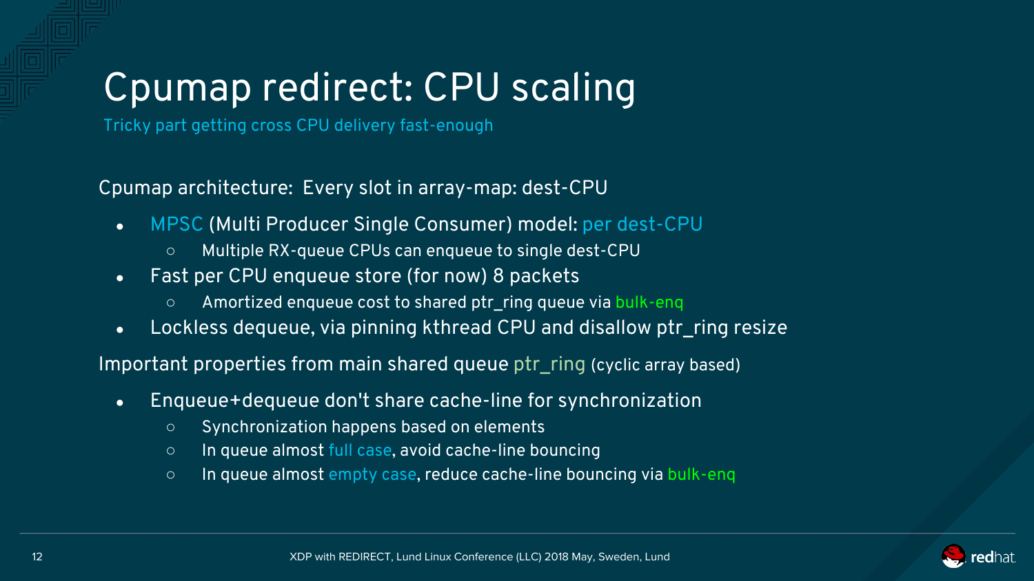# Cpumap redirect: CPU scaling

Tricky part getting cross CPU delivery fast-enough

Cpumap architecture: Every slot in array-map: dest-CPU

- MPSC (Multi Producer Single Consumer) model: per dest-CPU
  - Multiple RX-queue CPUs can enqueue to single dest-CPU
- Fast per CPU enqueue store (for now) 8 packets
  - Amortized enqueue cost to shared ptr_ring queue via bulk-enq
- Lockless dequeue, via pinning kthread CPU and disallow ptr_ring resize

Important properties from main shared queue ptr_ring (cyclic array based)

- Enqueue+dequeue don't share cache-line for synchronization
  - Synchronization happens based on elements
  - In queue almost full case, avoid cache-line bouncing
  - In queue almost empty case, reduce cache-line bouncing via bulk-enq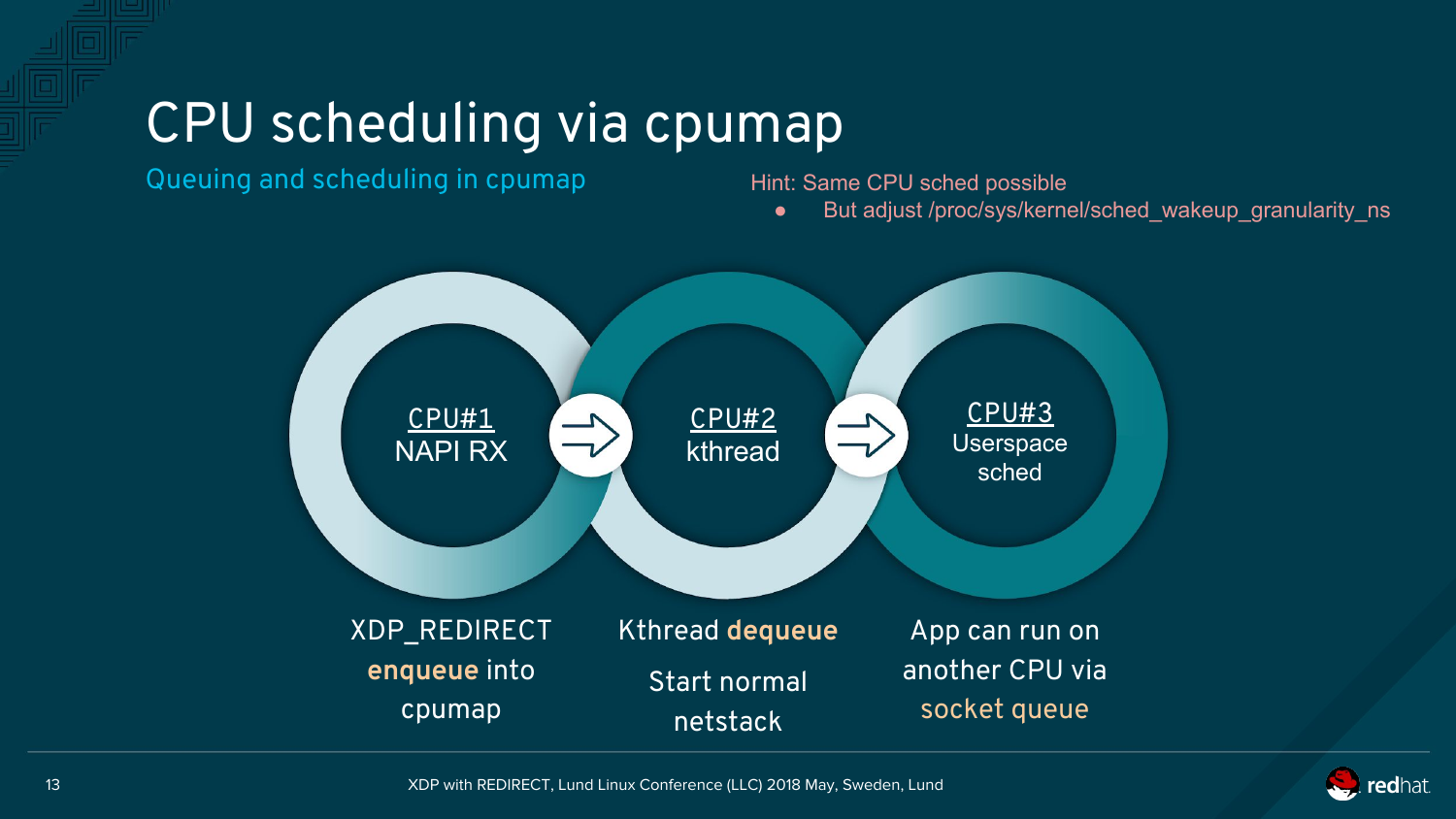# CPU scheduling via cpumap

## Queuing and scheduling in cpumap

Hint: Same CPU sched possible

- But adjust /proc/sys/kernel/sched_wakeup_granularity_ns

CPU#1
NAPI RX

CPU#2
kthread

CPU#3
Userspace sched

XDP_REDIRECT **enqueue** into cpumap

Kthread **dequeue**

Start normal netstack

App can run on another CPU via socket queue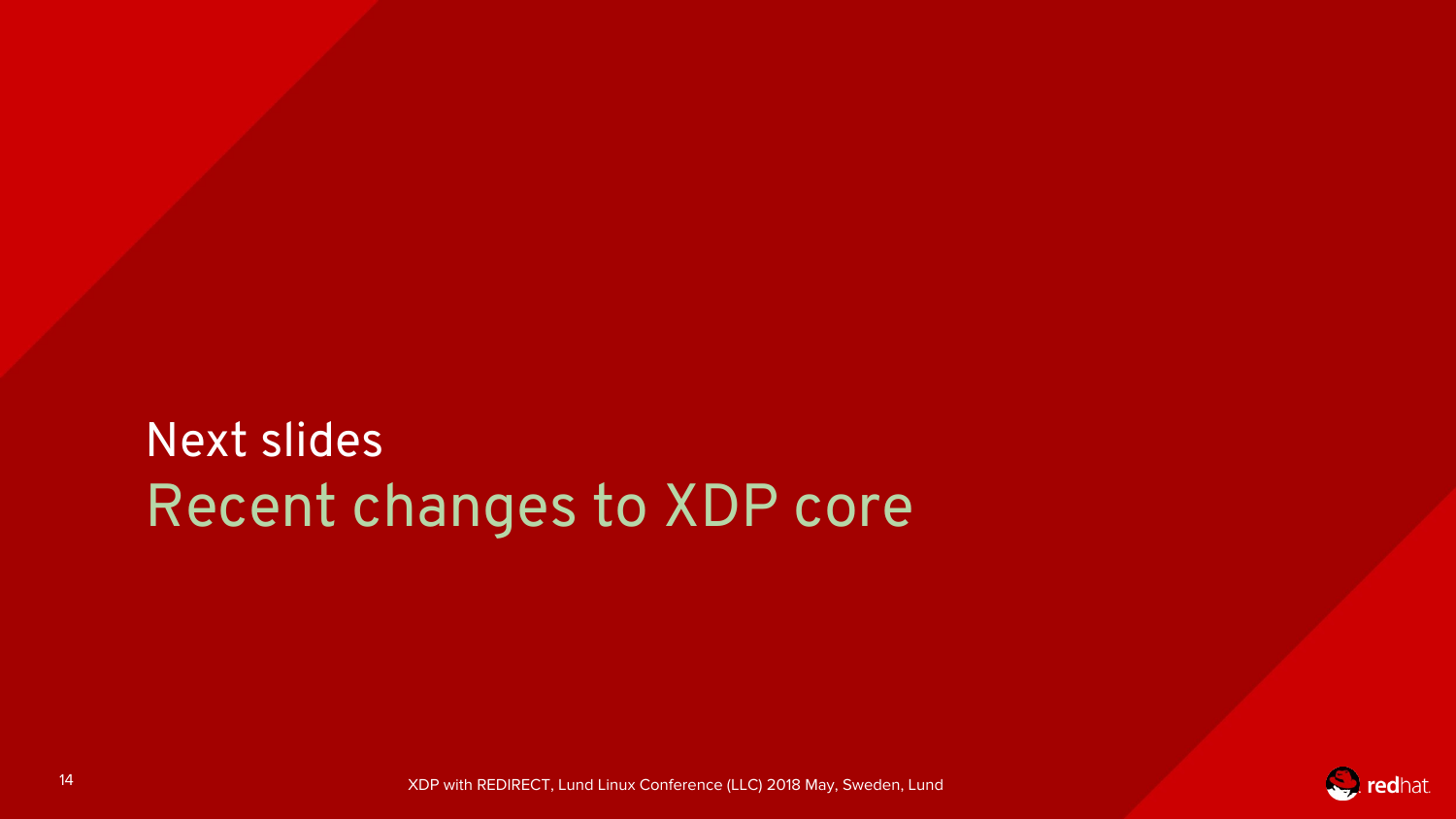# Next slides

## Recent changes to XDP core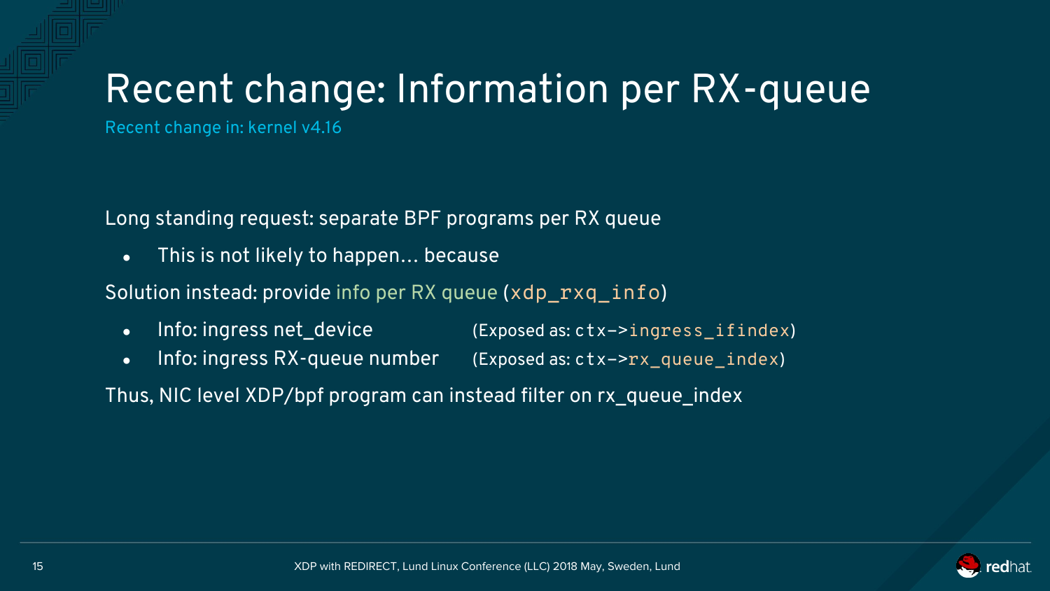# Recent change: Information per RX-queue

Recent change in: kernel v4.16

Long standing request: separate BPF programs per RX queue

- This is not likely to happen… because

Solution instead: provide info per RX queue (`xdp_rxq_info`)

- Info: ingress net_device (Exposed as: `ctx->ingress_ifindex`)
- Info: ingress RX-queue number (Exposed as: `ctx->rx_queue_index`)

Thus, NIC level XDP/bpf program can instead filter on rx_queue_index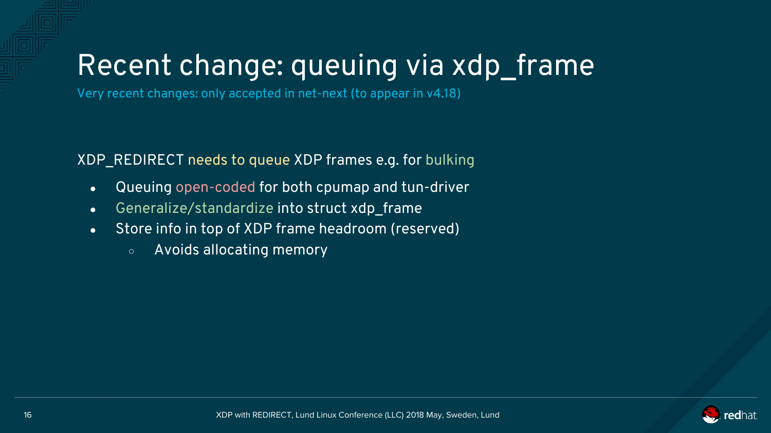# Recent change: queuing via xdp_frame

Very recent changes: only accepted in net-next (to appear in v4.18)

XDP_REDIRECT needs to queue XDP frames e.g. for bulking

- Queuing open-coded for both cpumap and tun-driver
- Generalize/standardize into struct xdp_frame
- Store info in top of XDP frame headroom (reserved)
  - Avoids allocating memory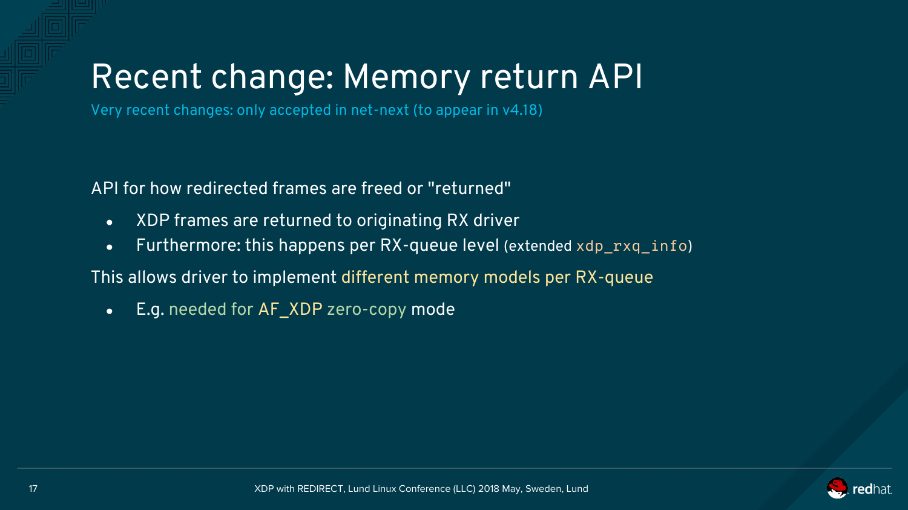# Recent change: Memory return API

Very recent changes: only accepted in net-next (to appear in v4.18)

API for how redirected frames are freed or "returned"

- XDP frames are returned to originating RX driver
- Furthermore: this happens per RX-queue level (extended `xdp_rxq_info`)

This allows driver to implement different memory models per RX-queue

- E.g. needed for AF_XDP zero-copy mode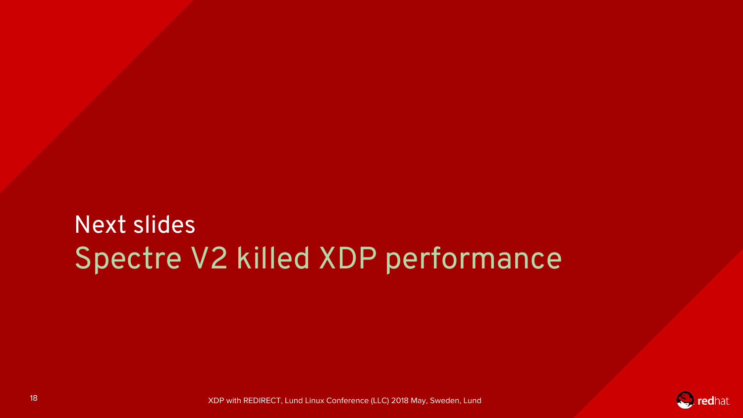## Next slides

# Spectre V2 killed XDP performance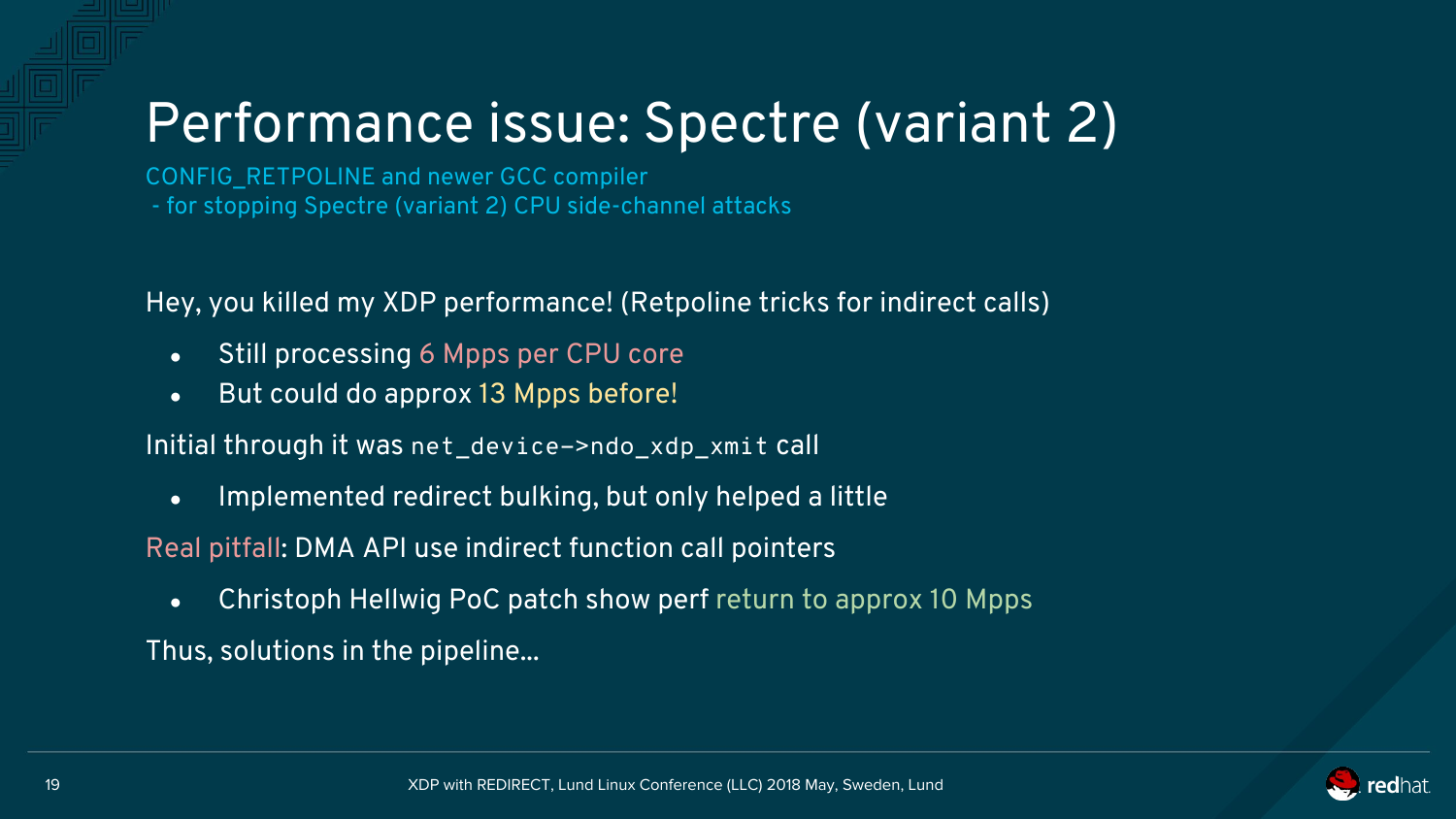# Performance issue: Spectre (variant 2)

CONFIG_RETPOLINE and newer GCC compiler
 - for stopping Spectre (variant 2) CPU side-channel attacks

Hey, you killed my XDP performance! (Retpoline tricks for indirect calls)

- Still processing 6 Mpps per CPU core
- But could do approx 13 Mpps before!

Initial through it was `net_device->ndo_xdp_xmit` call

- Implemented redirect bulking, but only helped a little

Real pitfall: DMA API use indirect function call pointers

- Christoph Hellwig PoC patch show perf return to approx 10 Mpps

Thus, solutions in the pipeline…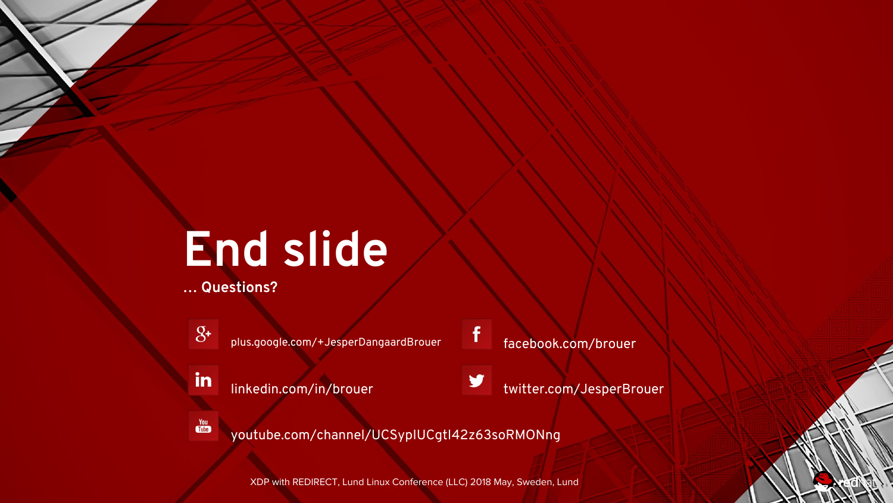# End slide

**... Questions?**

- plus.google.com/+JesperDangaardBrouer
- facebook.com/brouer
- linkedin.com/in/brouer
- twitter.com/JesperBrouer
- youtube.com/channel/UCSypIUCgtI42z63soRMONng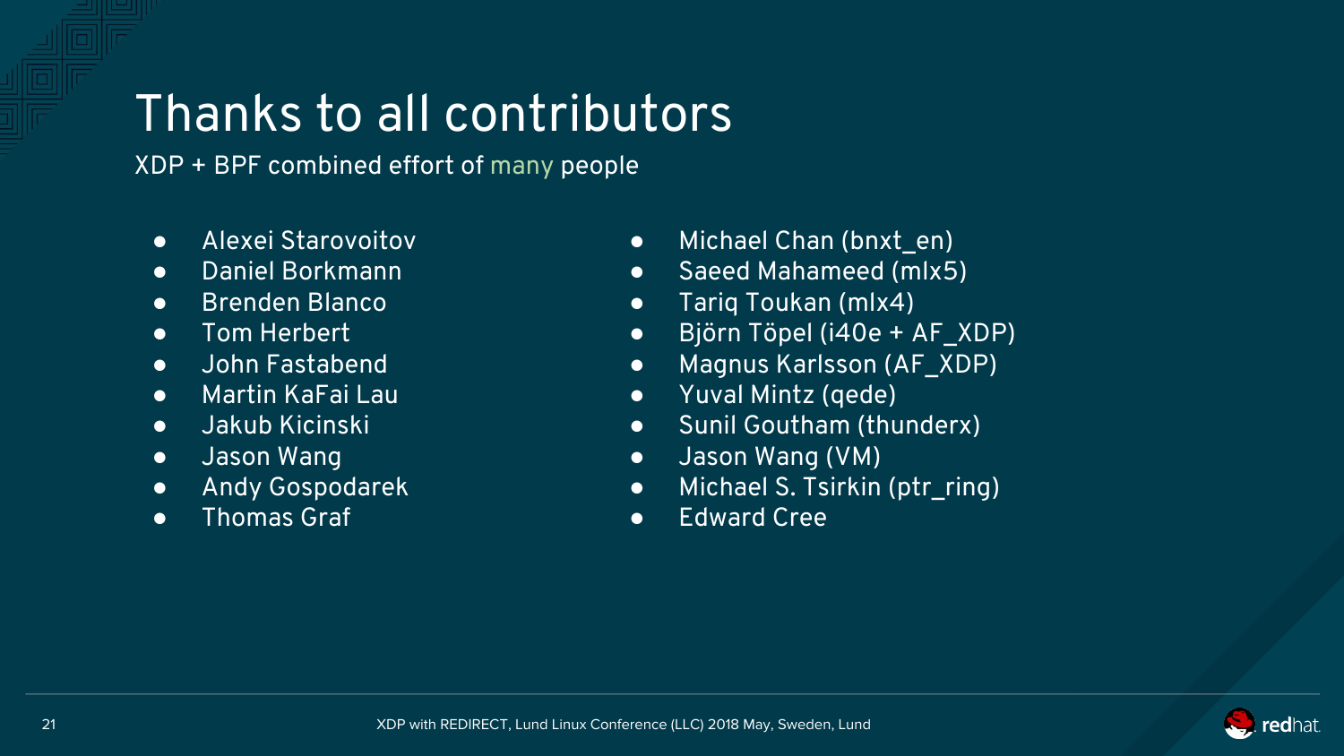# Thanks to all contributors

XDP + BPF combined effort of many people

- Alexei Starovoitov
- Daniel Borkmann
- Brenden Blanco
- Tom Herbert
- John Fastabend
- Martin KaFai Lau
- Jakub Kicinski
- Jason Wang
- Andy Gospodarek
- Thomas Graf
- Michael Chan (bnxt_en)
- Saeed Mahameed (mlx5)
- Tariq Toukan (mlx4)
- Björn Töpel (i40e + AF_XDP)
- Magnus Karlsson (AF_XDP)
- Yuval Mintz (qede)
- Sunil Goutham (thunderx)
- Jason Wang (VM)
- Michael S. Tsirkin (ptr_ring)
- Edward Cree